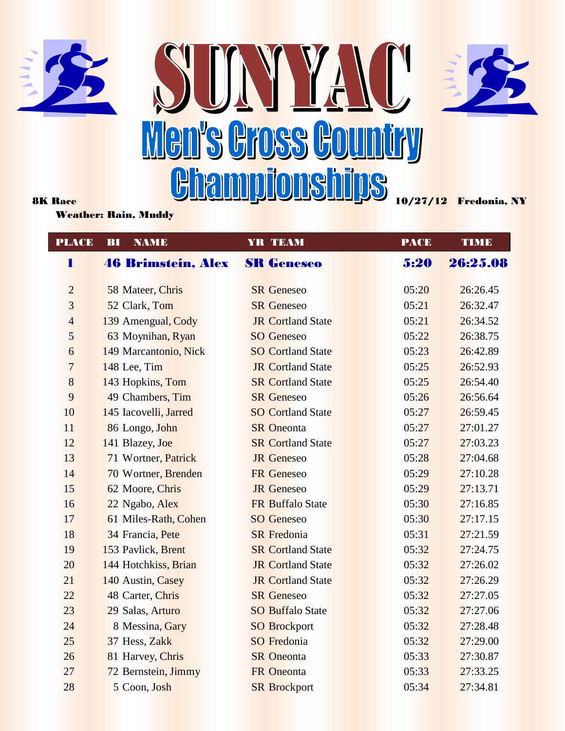# SUNYAC

## Men's Cross Country Championships

8K Race

Weather: Rain, Muddy

10/27/12 Fredonia, NY

| PLACE | BI | NAME | YR | TEAM | PACE | TIME |
|---|---|---|---|---|---|---|
| **1** | **46** | **Brimstein, Alex** | **SR** | **Geneseo** | **5:20** | **26:25.08** |
| 2 | 58 | Mateer, Chris | SR | Geneseo | 05:20 | 26:26.45 |
| 3 | 52 | Clark, Tom | SR | Geneseo | 05:21 | 26:32.47 |
| 4 | 139 | Amengual, Cody | JR | Cortland State | 05:21 | 26:34.52 |
| 5 | 63 | Moynihan, Ryan | SO | Geneseo | 05:22 | 26:38.75 |
| 6 | 149 | Marcantonio, Nick | SO | Cortland State | 05:23 | 26:42.89 |
| 7 | 148 | Lee, Tim | JR | Cortland State | 05:25 | 26:52.93 |
| 8 | 143 | Hopkins, Tom | SR | Cortland State | 05:25 | 26:54.40 |
| 9 | 49 | Chambers, Tim | SR | Geneseo | 05:26 | 26:56.64 |
| 10 | 145 | Iacovelli, Jarred | SO | Cortland State | 05:27 | 26:59.45 |
| 11 | 86 | Longo, John | SR | Oneonta | 05:27 | 27:01.27 |
| 12 | 141 | Blazey, Joe | SR | Cortland State | 05:27 | 27:03.23 |
| 13 | 71 | Wortner, Patrick | JR | Geneseo | 05:28 | 27:04.68 |
| 14 | 70 | Wortner, Brenden | FR | Geneseo | 05:29 | 27:10.28 |
| 15 | 62 | Moore, Chris | JR | Geneseo | 05:29 | 27:13.71 |
| 16 | 22 | Ngabo, Alex | FR | Buffalo State | 05:30 | 27:16.85 |
| 17 | 61 | Miles-Rath, Cohen | SO | Geneseo | 05:30 | 27:17.15 |
| 18 | 34 | Francia, Pete | SR | Fredonia | 05:31 | 27:21.59 |
| 19 | 153 | Pavlick, Brent | SR | Cortland State | 05:32 | 27:24.75 |
| 20 | 144 | Hotchkiss, Brian | JR | Cortland State | 05:32 | 27:26.02 |
| 21 | 140 | Austin, Casey | JR | Cortland State | 05:32 | 27:26.29 |
| 22 | 48 | Carter, Chris | SR | Geneseo | 05:32 | 27:27.05 |
| 23 | 29 | Salas, Arturo | SO | Buffalo State | 05:32 | 27:27.06 |
| 24 | 8 | Messina, Gary | SO | Brockport | 05:32 | 27:28.48 |
| 25 | 37 | Hess, Zakk | SO | Fredonia | 05:32 | 27:29.00 |
| 26 | 81 | Harvey, Chris | SR | Oneonta | 05:33 | 27:30.87 |
| 27 | 72 | Bernstein, Jimmy | FR | Oneonta | 05:33 | 27:33.25 |
| 28 | 5 | Coon, Josh | SR | Brockport | 05:34 | 27:34.81 |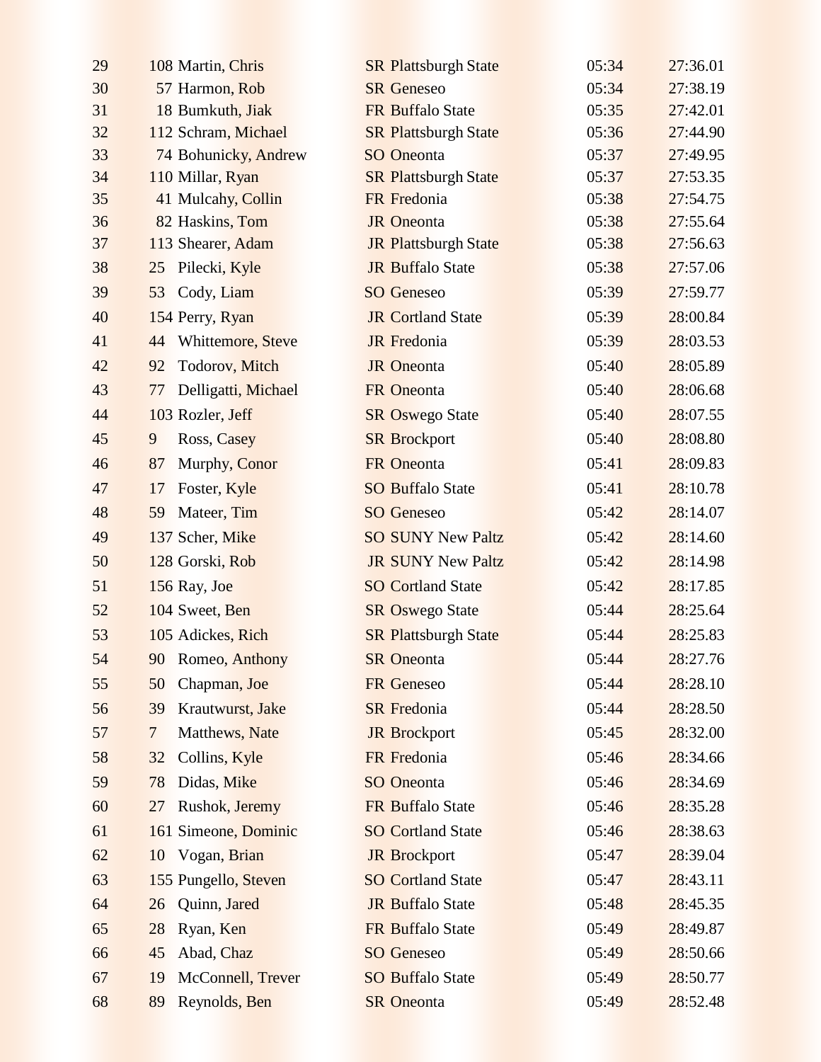| Place | No. | Name | Yr | Team | Pace | Time |
|---|---|---|---|---|---|---|
| 29 | 108 | Martin, Chris | SR | Plattsburgh State | 05:34 | 27:36.01 |
| 30 | 57 | Harmon, Rob | SR | Geneseo | 05:34 | 27:38.19 |
| 31 | 18 | Bumkuth, Jiak | FR | Buffalo State | 05:35 | 27:42.01 |
| 32 | 112 | Schram, Michael | SR | Plattsburgh State | 05:36 | 27:44.90 |
| 33 | 74 | Bohunicky, Andrew | SO | Oneonta | 05:37 | 27:49.95 |
| 34 | 110 | Millar, Ryan | SR | Plattsburgh State | 05:37 | 27:53.35 |
| 35 | 41 | Mulcahy, Collin | FR | Fredonia | 05:38 | 27:54.75 |
| 36 | 82 | Haskins, Tom | JR | Oneonta | 05:38 | 27:55.64 |
| 37 | 113 | Shearer, Adam | JR | Plattsburgh State | 05:38 | 27:56.63 |
| 38 | 25 | Pilecki, Kyle | JR | Buffalo State | 05:38 | 27:57.06 |
| 39 | 53 | Cody, Liam | SO | Geneseo | 05:39 | 27:59.77 |
| 40 | 154 | Perry, Ryan | JR | Cortland State | 05:39 | 28:00.84 |
| 41 | 44 | Whittemore, Steve | JR | Fredonia | 05:39 | 28:03.53 |
| 42 | 92 | Todorov, Mitch | JR | Oneonta | 05:40 | 28:05.89 |
| 43 | 77 | Delligatti, Michael | FR | Oneonta | 05:40 | 28:06.68 |
| 44 | 103 | Rozler, Jeff | SR | Oswego State | 05:40 | 28:07.55 |
| 45 | 9 | Ross, Casey | SR | Brockport | 05:40 | 28:08.80 |
| 46 | 87 | Murphy, Conor | FR | Oneonta | 05:41 | 28:09.83 |
| 47 | 17 | Foster, Kyle | SO | Buffalo State | 05:41 | 28:10.78 |
| 48 | 59 | Mateer, Tim | SO | Geneseo | 05:42 | 28:14.07 |
| 49 | 137 | Scher, Mike | SO | SUNY New Paltz | 05:42 | 28:14.60 |
| 50 | 128 | Gorski, Rob | JR | SUNY New Paltz | 05:42 | 28:14.98 |
| 51 | 156 | Ray, Joe | SO | Cortland State | 05:42 | 28:17.85 |
| 52 | 104 | Sweet, Ben | SR | Oswego State | 05:44 | 28:25.64 |
| 53 | 105 | Adickes, Rich | SR | Plattsburgh State | 05:44 | 28:25.83 |
| 54 | 90 | Romeo, Anthony | SR | Oneonta | 05:44 | 28:27.76 |
| 55 | 50 | Chapman, Joe | FR | Geneseo | 05:44 | 28:28.10 |
| 56 | 39 | Krautwurst, Jake | SR | Fredonia | 05:44 | 28:28.50 |
| 57 | 7 | Matthews, Nate | JR | Brockport | 05:45 | 28:32.00 |
| 58 | 32 | Collins, Kyle | FR | Fredonia | 05:46 | 28:34.66 |
| 59 | 78 | Didas, Mike | SO | Oneonta | 05:46 | 28:34.69 |
| 60 | 27 | Rushok, Jeremy | FR | Buffalo State | 05:46 | 28:35.28 |
| 61 | 161 | Simeone, Dominic | SO | Cortland State | 05:46 | 28:38.63 |
| 62 | 10 | Vogan, Brian | JR | Brockport | 05:47 | 28:39.04 |
| 63 | 155 | Pungello, Steven | SO | Cortland State | 05:47 | 28:43.11 |
| 64 | 26 | Quinn, Jared | JR | Buffalo State | 05:48 | 28:45.35 |
| 65 | 28 | Ryan, Ken | FR | Buffalo State | 05:49 | 28:49.87 |
| 66 | 45 | Abad, Chaz | SO | Geneseo | 05:49 | 28:50.66 |
| 67 | 19 | McConnell, Trever | SO | Buffalo State | 05:49 | 28:50.77 |
| 68 | 89 | Reynolds, Ben | SR | Oneonta | 05:49 | 28:52.48 |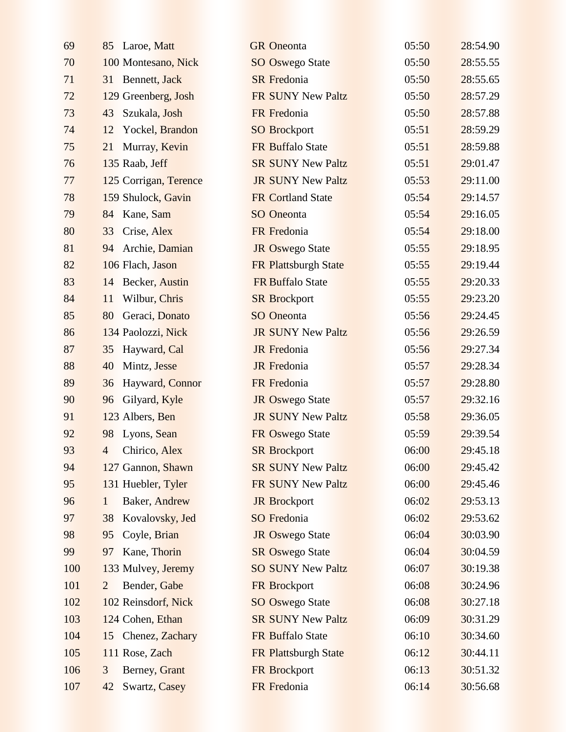| | | | | | | |
|---|---|---|---|---|---|---|
| 69 | 85 | Laroe, Matt | GR | Oneonta | 05:50 | 28:54.90 |
| 70 | 100 | Montesano, Nick | SO | Oswego State | 05:50 | 28:55.55 |
| 71 | 31 | Bennett, Jack | SR | Fredonia | 05:50 | 28:55.65 |
| 72 | 129 | Greenberg, Josh | FR | SUNY New Paltz | 05:50 | 28:57.29 |
| 73 | 43 | Szukala, Josh | FR | Fredonia | 05:50 | 28:57.88 |
| 74 | 12 | Yockel, Brandon | SO | Brockport | 05:51 | 28:59.29 |
| 75 | 21 | Murray, Kevin | FR | Buffalo State | 05:51 | 28:59.88 |
| 76 | 135 | Raab, Jeff | SR | SUNY New Paltz | 05:51 | 29:01.47 |
| 77 | 125 | Corrigan, Terence | JR | SUNY New Paltz | 05:53 | 29:11.00 |
| 78 | 159 | Shulock, Gavin | FR | Cortland State | 05:54 | 29:14.57 |
| 79 | 84 | Kane, Sam | SO | Oneonta | 05:54 | 29:16.05 |
| 80 | 33 | Crise, Alex | FR | Fredonia | 05:54 | 29:18.00 |
| 81 | 94 | Archie, Damian | JR | Oswego State | 05:55 | 29:18.95 |
| 82 | 106 | Flach, Jason | FR | Plattsburgh State | 05:55 | 29:19.44 |
| 83 | 14 | Becker, Austin | FR | Buffalo State | 05:55 | 29:20.33 |
| 84 | 11 | Wilbur, Chris | SR | Brockport | 05:55 | 29:23.20 |
| 85 | 80 | Geraci, Donato | SO | Oneonta | 05:56 | 29:24.45 |
| 86 | 134 | Paolozzi, Nick | JR | SUNY New Paltz | 05:56 | 29:26.59 |
| 87 | 35 | Hayward, Cal | JR | Fredonia | 05:56 | 29:27.34 |
| 88 | 40 | Mintz, Jesse | JR | Fredonia | 05:57 | 29:28.34 |
| 89 | 36 | Hayward, Connor | FR | Fredonia | 05:57 | 29:28.80 |
| 90 | 96 | Gilyard, Kyle | JR | Oswego State | 05:57 | 29:32.16 |
| 91 | 123 | Albers, Ben | JR | SUNY New Paltz | 05:58 | 29:36.05 |
| 92 | 98 | Lyons, Sean | FR | Oswego State | 05:59 | 29:39.54 |
| 93 | 4 | Chirico, Alex | SR | Brockport | 06:00 | 29:45.18 |
| 94 | 127 | Gannon, Shawn | SR | SUNY New Paltz | 06:00 | 29:45.42 |
| 95 | 131 | Huebler, Tyler | FR | SUNY New Paltz | 06:00 | 29:45.46 |
| 96 | 1 | Baker, Andrew | JR | Brockport | 06:02 | 29:53.13 |
| 97 | 38 | Kovalovsky, Jed | SO | Fredonia | 06:02 | 29:53.62 |
| 98 | 95 | Coyle, Brian | JR | Oswego State | 06:04 | 30:03.90 |
| 99 | 97 | Kane, Thorin | SR | Oswego State | 06:04 | 30:04.59 |
| 100 | 133 | Mulvey, Jeremy | SO | SUNY New Paltz | 06:07 | 30:19.38 |
| 101 | 2 | Bender, Gabe | FR | Brockport | 06:08 | 30:24.96 |
| 102 | 102 | Reinsdorf, Nick | SO | Oswego State | 06:08 | 30:27.18 |
| 103 | 124 | Cohen, Ethan | SR | SUNY New Paltz | 06:09 | 30:31.29 |
| 104 | 15 | Chenez, Zachary | FR | Buffalo State | 06:10 | 30:34.60 |
| 105 | 111 | Rose, Zach | FR | Plattsburgh State | 06:12 | 30:44.11 |
| 106 | 3 | Berney, Grant | FR | Brockport | 06:13 | 30:51.32 |
| 107 | 42 | Swartz, Casey | FR | Fredonia | 06:14 | 30:56.68 |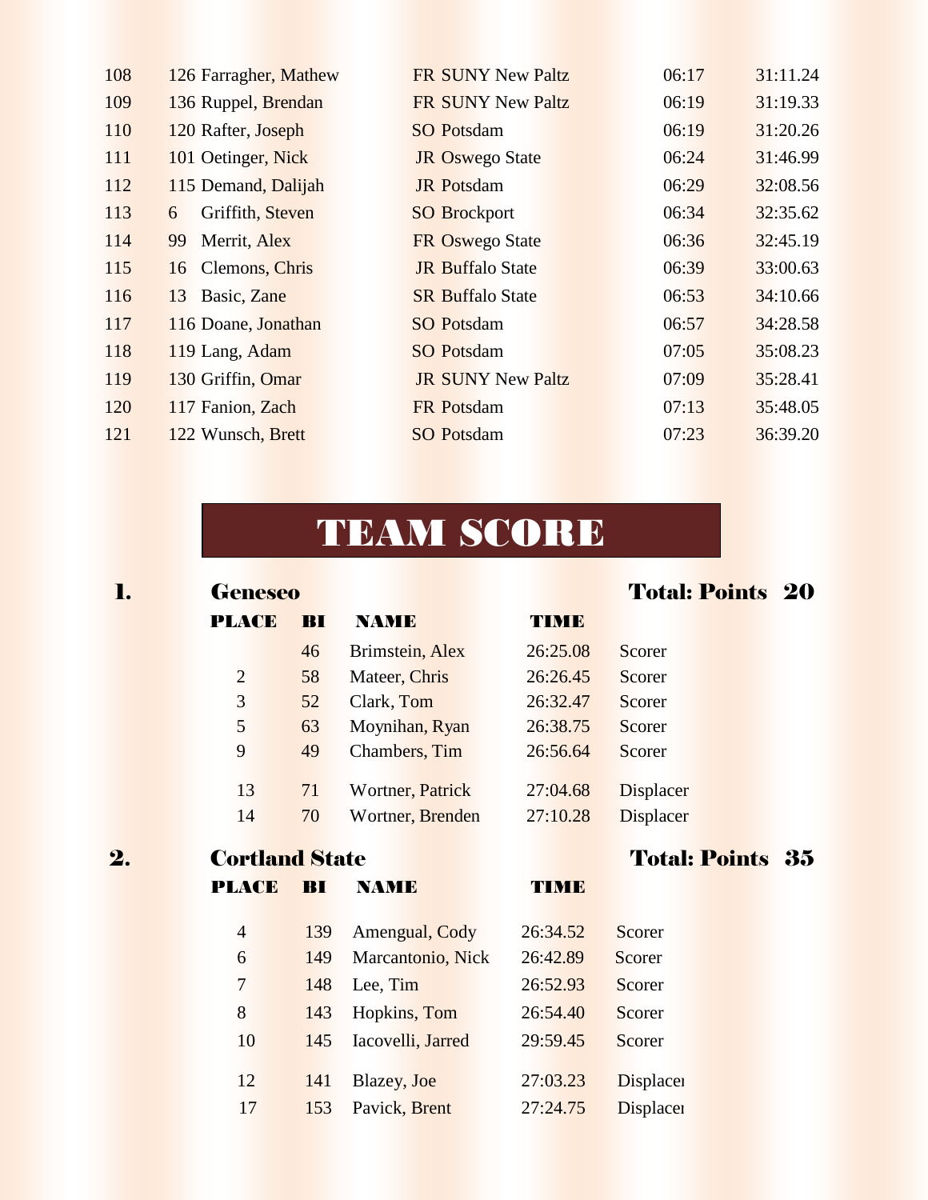| | | | | |
|---|---|---|---|---|
| 108 | 126 Farragher, Mathew | FR SUNY New Paltz | 06:17 | 31:11.24 |
| 109 | 136 Ruppel, Brendan | FR SUNY New Paltz | 06:19 | 31:19.33 |
| 110 | 120 Rafter, Joseph | SO Potsdam | 06:19 | 31:20.26 |
| 111 | 101 Oetinger, Nick | JR Oswego State | 06:24 | 31:46.99 |
| 112 | 115 Demand, Dalijah | JR Potsdam | 06:29 | 32:08.56 |
| 113 | 6 Griffith, Steven | SO Brockport | 06:34 | 32:35.62 |
| 114 | 99 Merrit, Alex | FR Oswego State | 06:36 | 32:45.19 |
| 115 | 16 Clemons, Chris | JR Buffalo State | 06:39 | 33:00.63 |
| 116 | 13 Basic, Zane | SR Buffalo State | 06:53 | 34:10.66 |
| 117 | 116 Doane, Jonathan | SO Potsdam | 06:57 | 34:28.58 |
| 118 | 119 Lang, Adam | SO Potsdam | 07:05 | 35:08.23 |
| 119 | 130 Griffin, Omar | JR SUNY New Paltz | 07:09 | 35:28.41 |
| 120 | 117 Fanion, Zach | FR Potsdam | 07:13 | 35:48.05 |
| 121 | 122 Wunsch, Brett | SO Potsdam | 07:23 | 36:39.20 |

# TEAM SCORE

## 1. Geneseo — Total: Points 20

| PLACE | BI | NAME | TIME | |
|---|---|---|---|---|
| | 46 | Brimstein, Alex | 26:25.08 | Scorer |
| 2 | 58 | Mateer, Chris | 26:26.45 | Scorer |
| 3 | 52 | Clark, Tom | 26:32.47 | Scorer |
| 5 | 63 | Moynihan, Ryan | 26:38.75 | Scorer |
| 9 | 49 | Chambers, Tim | 26:56.64 | Scorer |
| 13 | 71 | Wortner, Patrick | 27:04.68 | Displacer |
| 14 | 70 | Wortner, Brenden | 27:10.28 | Displacer |

## 2. Cortland State — Total: Points 35

| PLACE | BI | NAME | TIME | |
|---|---|---|---|---|
| 4 | 139 | Amengual, Cody | 26:34.52 | Scorer |
| 6 | 149 | Marcantonio, Nick | 26:42.89 | Scorer |
| 7 | 148 | Lee, Tim | 26:52.93 | Scorer |
| 8 | 143 | Hopkins, Tom | 26:54.40 | Scorer |
| 10 | 145 | Iacovelli, Jarred | 29:59.45 | Scorer |
| 12 | 141 | Blazey, Joe | 27:03.23 | Displacer |
| 17 | 153 | Pavick, Brent | 27:24.75 | Displacer |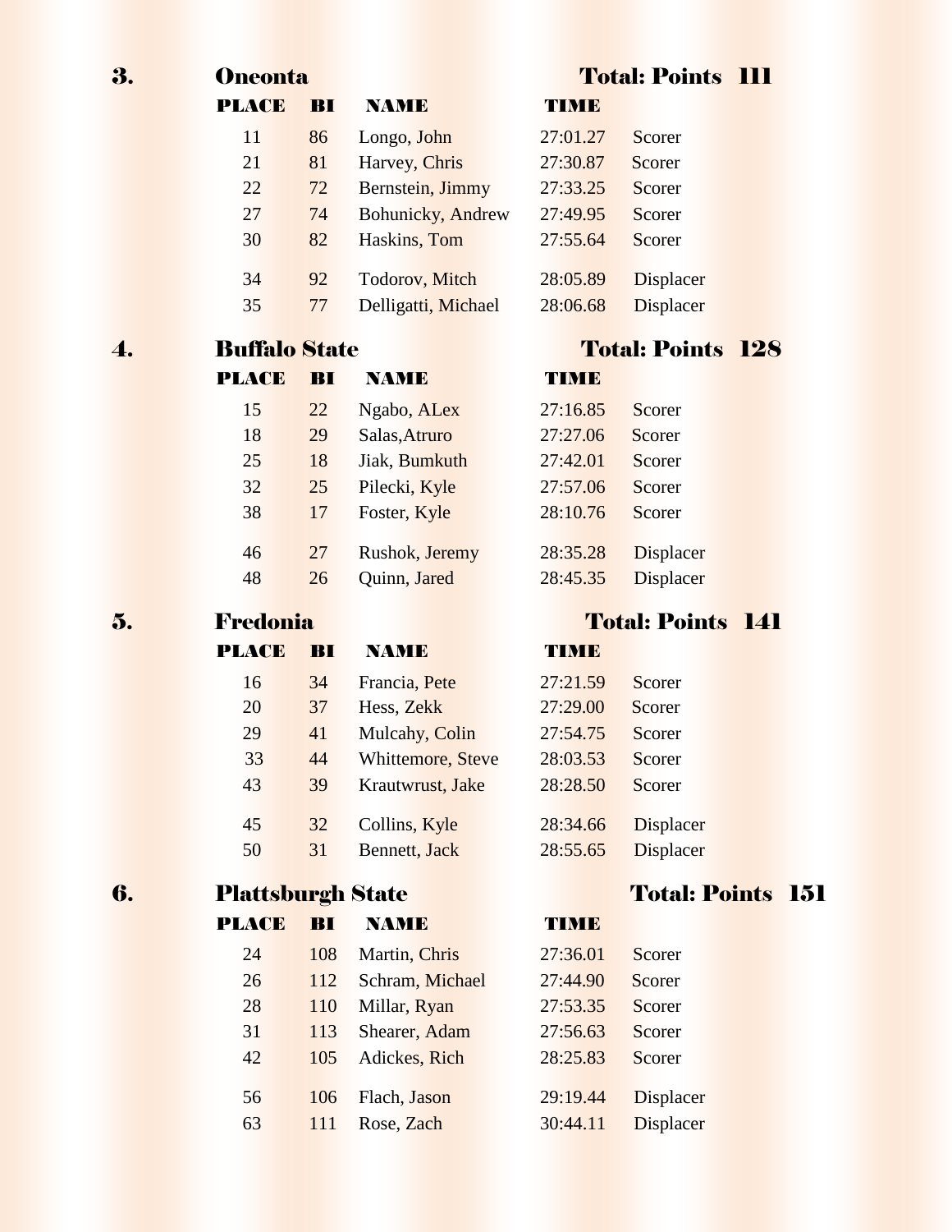## 3. Oneonta — Total: Points 111

| PLACE | BI | NAME | TIME | |
|---|---|---|---|---|
| 11 | 86 | Longo, John | 27:01.27 | Scorer |
| 21 | 81 | Harvey, Chris | 27:30.87 | Scorer |
| 22 | 72 | Bernstein, Jimmy | 27:33.25 | Scorer |
| 27 | 74 | Bohunicky, Andrew | 27:49.95 | Scorer |
| 30 | 82 | Haskins, Tom | 27:55.64 | Scorer |
| 34 | 92 | Todorov, Mitch | 28:05.89 | Displacer |
| 35 | 77 | Delligatti, Michael | 28:06.68 | Displacer |

## 4. Buffalo State — Total: Points 128

| PLACE | BI | NAME | TIME | |
|---|---|---|---|---|
| 15 | 22 | Ngabo, ALex | 27:16.85 | Scorer |
| 18 | 29 | Salas,Atruro | 27:27.06 | Scorer |
| 25 | 18 | Jiak, Bumkuth | 27:42.01 | Scorer |
| 32 | 25 | Pilecki, Kyle | 27:57.06 | Scorer |
| 38 | 17 | Foster, Kyle | 28:10.76 | Scorer |
| 46 | 27 | Rushok, Jeremy | 28:35.28 | Displacer |
| 48 | 26 | Quinn, Jared | 28:45.35 | Displacer |

## 5. Fredonia — Total: Points 141

| PLACE | BI | NAME | TIME | |
|---|---|---|---|---|
| 16 | 34 | Francia, Pete | 27:21.59 | Scorer |
| 20 | 37 | Hess, Zekk | 27:29.00 | Scorer |
| 29 | 41 | Mulcahy, Colin | 27:54.75 | Scorer |
| 33 | 44 | Whittemore, Steve | 28:03.53 | Scorer |
| 43 | 39 | Krautwrust, Jake | 28:28.50 | Scorer |
| 45 | 32 | Collins, Kyle | 28:34.66 | Displacer |
| 50 | 31 | Bennett, Jack | 28:55.65 | Displacer |

## 6. Plattsburgh State — Total: Points 151

| PLACE | BI | NAME | TIME | |
|---|---|---|---|---|
| 24 | 108 | Martin, Chris | 27:36.01 | Scorer |
| 26 | 112 | Schram, Michael | 27:44.90 | Scorer |
| 28 | 110 | Millar, Ryan | 27:53.35 | Scorer |
| 31 | 113 | Shearer, Adam | 27:56.63 | Scorer |
| 42 | 105 | Adickes, Rich | 28:25.83 | Scorer |
| 56 | 106 | Flach, Jason | 29:19.44 | Displacer |
| 63 | 111 | Rose, Zach | 30:44.11 | Displacer |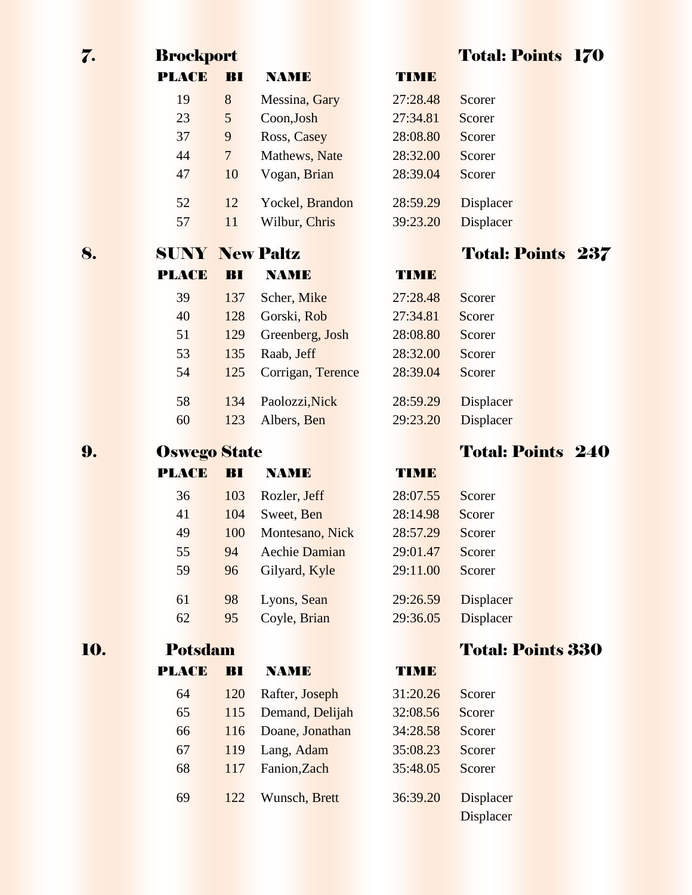## 7. Brockport — Total: Points 170

| PLACE | BI | NAME | TIME | |
|---|---|---|---|---|
| 19 | 8 | Messina, Gary | 27:28.48 | Scorer |
| 23 | 5 | Coon,Josh | 27:34.81 | Scorer |
| 37 | 9 | Ross, Casey | 28:08.80 | Scorer |
| 44 | 7 | Mathews, Nate | 28:32.00 | Scorer |
| 47 | 10 | Vogan, Brian | 28:39.04 | Scorer |
| 52 | 12 | Yockel, Brandon | 28:59.29 | Displacer |
| 57 | 11 | Wilbur, Chris | 39:23.20 | Displacer |

## 8. SUNY New Paltz — Total: Points 237

| PLACE | BI | NAME | TIME | |
|---|---|---|---|---|
| 39 | 137 | Scher, Mike | 27:28.48 | Scorer |
| 40 | 128 | Gorski, Rob | 27:34.81 | Scorer |
| 51 | 129 | Greenberg, Josh | 28:08.80 | Scorer |
| 53 | 135 | Raab, Jeff | 28:32.00 | Scorer |
| 54 | 125 | Corrigan, Terence | 28:39.04 | Scorer |
| 58 | 134 | Paolozzi,Nick | 28:59.29 | Displacer |
| 60 | 123 | Albers, Ben | 29:23.20 | Displacer |

## 9. Oswego State — Total: Points 240

| PLACE | BI | NAME | TIME | |
|---|---|---|---|---|
| 36 | 103 | Rozler, Jeff | 28:07.55 | Scorer |
| 41 | 104 | Sweet, Ben | 28:14.98 | Scorer |
| 49 | 100 | Montesano, Nick | 28:57.29 | Scorer |
| 55 | 94 | Aechie Damian | 29:01.47 | Scorer |
| 59 | 96 | Gilyard, Kyle | 29:11.00 | Scorer |
| 61 | 98 | Lyons, Sean | 29:26.59 | Displacer |
| 62 | 95 | Coyle, Brian | 29:36.05 | Displacer |

## 10. Potsdam — Total: Points 330

| PLACE | BI | NAME | TIME | |
|---|---|---|---|---|
| 64 | 120 | Rafter, Joseph | 31:20.26 | Scorer |
| 65 | 115 | Demand, Delijah | 32:08.56 | Scorer |
| 66 | 116 | Doane, Jonathan | 34:28.58 | Scorer |
| 67 | 119 | Lang, Adam | 35:08.23 | Scorer |
| 68 | 117 | Fanion,Zach | 35:48.05 | Scorer |
| 69 | 122 | Wunsch, Brett | 36:39.20 | Displacer |
| | | | | Displacer |